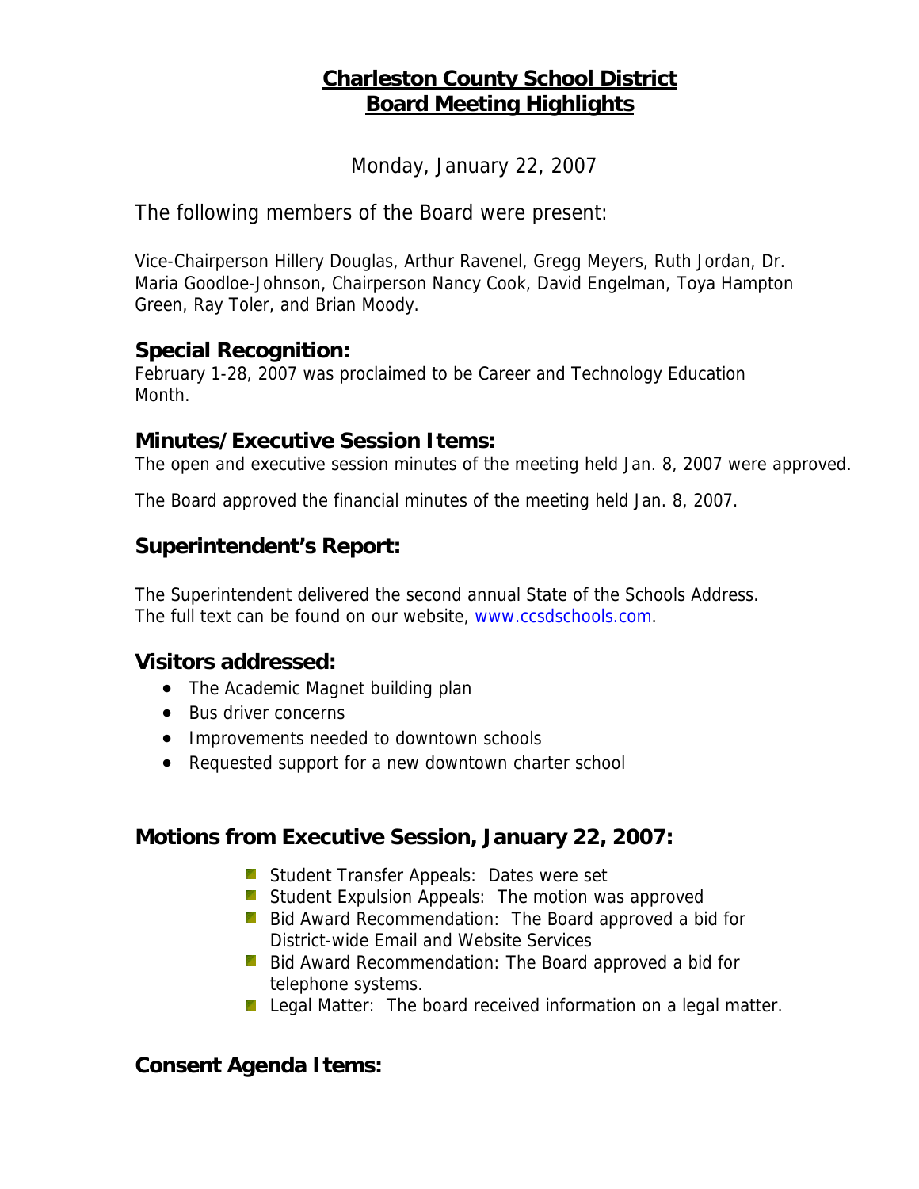# Charleston County School District
# Board Meeting Highlights

Monday, January 22, 2007

The following members of the Board were present:

Vice-Chairperson Hillery Douglas, Arthur Ravenel, Gregg Meyers, Ruth Jordan, Dr. Maria Goodloe-Johnson, Chairperson Nancy Cook, David Engelman, Toya Hampton Green, Ray Toler, and Brian Moody.

## Special Recognition:

February 1-28, 2007 was proclaimed to be Career and Technology Education Month.

## Minutes/Executive Session Items:

The open and executive session minutes of the meeting held Jan. 8, 2007 were approved.

The Board approved the financial minutes of the meeting held Jan. 8, 2007.

## Superintendent's Report:

The Superintendent delivered the second annual State of the Schools Address. The full text can be found on our website, www.ccsdschools.com.

## Visitors addressed:

- The Academic Magnet building plan
- Bus driver concerns
- Improvements needed to downtown schools
- Requested support for a new downtown charter school

## Motions from Executive Session, January 22, 2007:

- Student Transfer Appeals: Dates were set
- Student Expulsion Appeals: The motion was approved
- Bid Award Recommendation: The Board approved a bid for District-wide Email and Website Services
- Bid Award Recommendation: The Board approved a bid for telephone systems.
- Legal Matter: The board received information on a legal matter.

## Consent Agenda Items: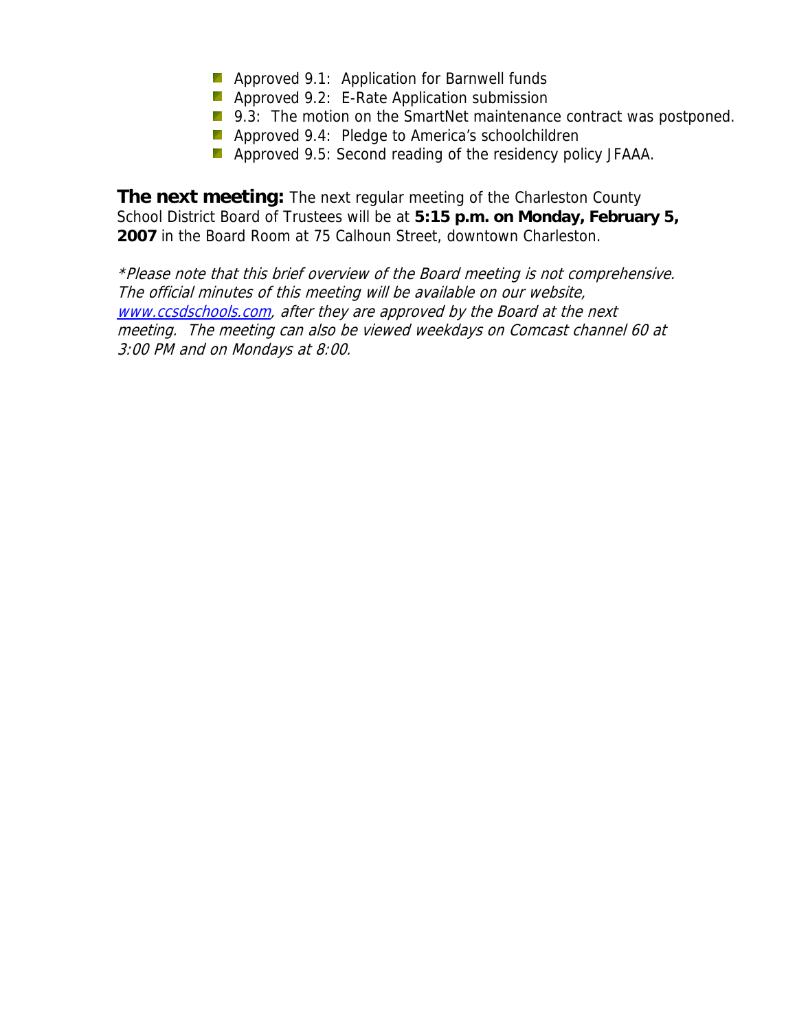- Approved 9.1: Application for Barnwell funds
- Approved 9.2: E-Rate Application submission
- 9.3: The motion on the SmartNet maintenance contract was postponed.
- Approved 9.4: Pledge to America's schoolchildren
- Approved 9.5: Second reading of the residency policy JFAAA.

**The next meeting:** The next regular meeting of the Charleston County School District Board of Trustees will be at **5:15 p.m. on Monday, February 5, 2007** in the Board Room at 75 Calhoun Street, downtown Charleston.

*\*Please note that this brief overview of the Board meeting is not comprehensive. The official minutes of this meeting will be available on our website, [www.ccsdschools.com](http://www.ccsdschools.com), after they are approved by the Board at the next meeting. The meeting can also be viewed weekdays on Comcast channel 60 at 3:00 PM and on Mondays at 8:00.*